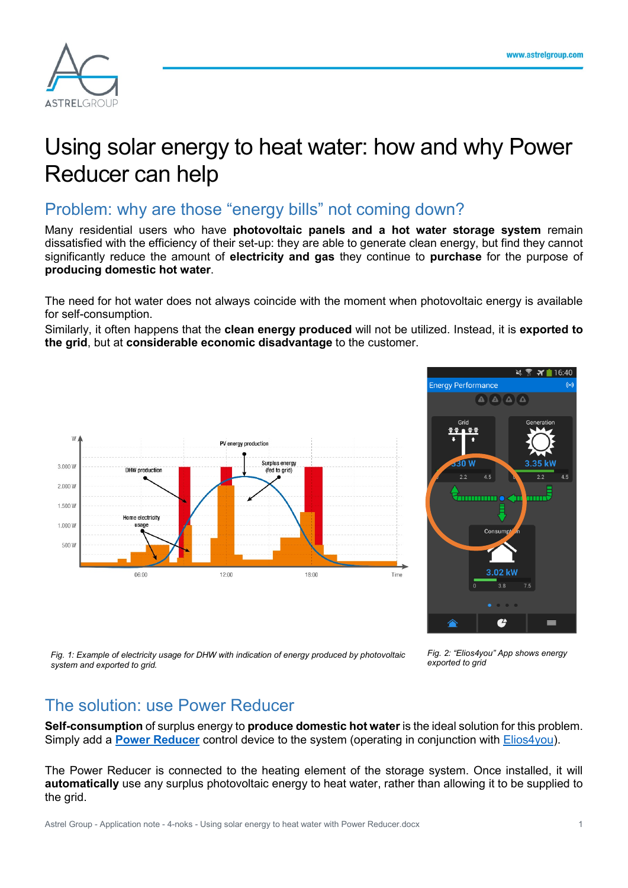# Using solar energy to heat water: how and why Power Reducer can help

## Problem: why are those "energy bills" not coming down?

Many residential users who have **photovoltaic panels and a hot water storage system** remain dissatisfied with the efficiency of their set-up: they are able to generate clean energy, but find they cannot significantly reduce the amount of **electricity and gas** they continue to **purchase** for the purpose of **producing domestic hot water**.

The need for hot water does not always coincide with the moment when photovoltaic energy is available for self-consumption.
Similarly, it often happens that the **clean energy produced** will not be utilized. Instead, it is **exported to the grid**, but at **considerable economic disadvantage** to the customer.

*Fig. 1: Example of electricity usage for DHW with indication of energy produced by photovoltaic system and exported to grid.*

*Fig. 2: "Elios4you" App shows energy exported to grid*

## The solution: use Power Reducer

**Self-consumption** of surplus energy to **produce domestic hot water** is the ideal solution for this problem. Simply add a **Power Reducer** control device to the system (operating in conjunction with Elios4you).

The Power Reducer is connected to the heating element of the storage system. Once installed, it will **automatically** use any surplus photovoltaic energy to heat water, rather than allowing it to be supplied to the grid.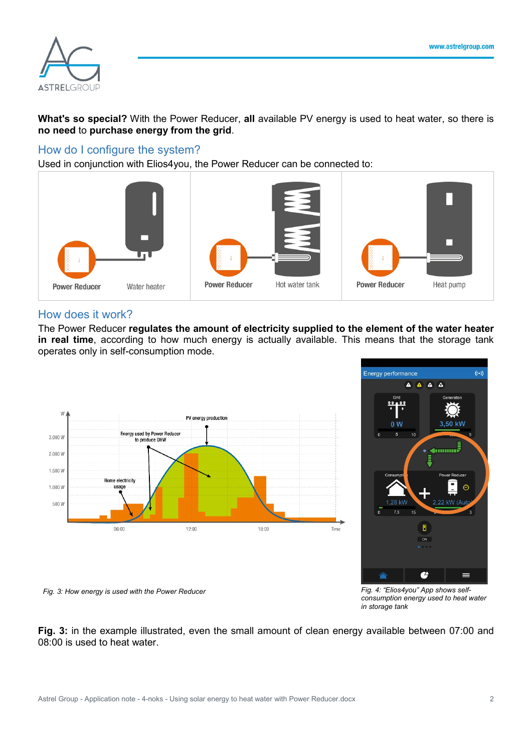**What's so special?** With the Power Reducer, **all** available PV energy is used to heat water, so there is **no need** to **purchase energy from the grid**.

## How do I configure the system?

Used in conjunction with Elios4you, the Power Reducer can be connected to:

| Power Reducer – Water heater | Power Reducer – Hot water tank | Power Reducer – Heat pump |
|---|---|---|

## How does it work?

The Power Reducer **regulates the amount of electricity supplied to the element of the water heater in real time**, according to how much energy is actually available. This means that the storage tank operates only in self-consumption mode.

*Fig. 3: How energy is used with the Power Reducer*

*Fig. 4: "Elios4you" App shows self-consumption energy used to heat water in storage tank*

**Fig. 3:** in the example illustrated, even the small amount of clean energy available between 07:00 and 08:00 is used to heat water.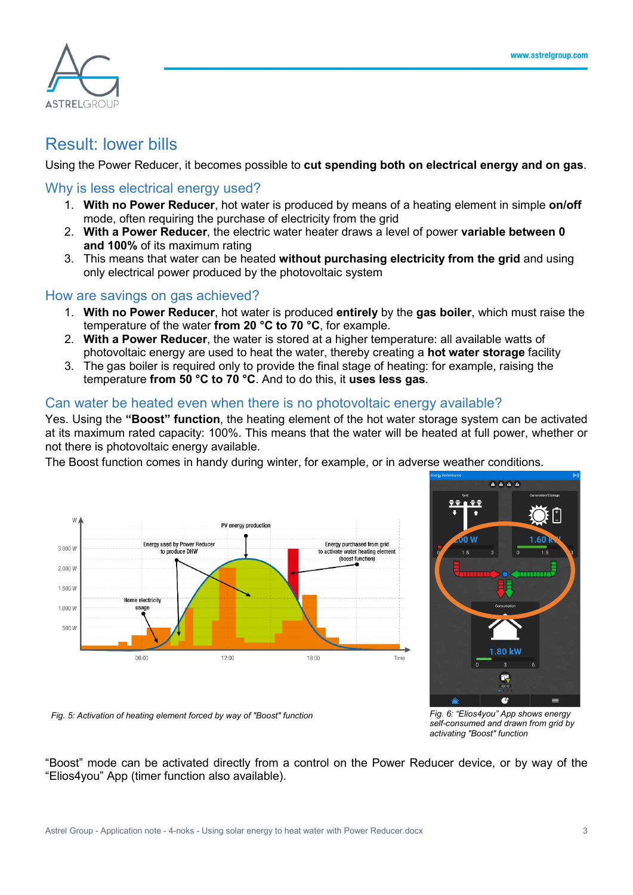# Result: lower bills

Using the Power Reducer, it becomes possible to **cut spending both on electrical energy and on gas**.

## Why is less electrical energy used?

1. **With no Power Reducer**, hot water is produced by means of a heating element in simple **on/off** mode, often requiring the purchase of electricity from the grid
2. **With a Power Reducer**, the electric water heater draws a level of power **variable between 0 and 100%** of its maximum rating
3. This means that water can be heated **without purchasing electricity from the grid** and using only electrical power produced by the photovoltaic system

## How are savings on gas achieved?

1. **With no Power Reducer**, hot water is produced **entirely** by the **gas boiler**, which must raise the temperature of the water **from 20 °C to 70 °C**, for example.
2. **With a Power Reducer**, the water is stored at a higher temperature: all available watts of photovoltaic energy are used to heat the water, thereby creating a **hot water storage** facility
3. The gas boiler is required only to provide the final stage of heating: for example, raising the temperature **from 50 °C to 70 °C**. And to do this, it **uses less gas**.

## Can water be heated even when there is no photovoltaic energy available?

Yes. Using the **"Boost" function**, the heating element of the hot water storage system can be activated at its maximum rated capacity: 100%. This means that the water will be heated at full power, whether or not there is photovoltaic energy available.

The Boost function comes in handy during winter, for example, or in adverse weather conditions.

*Fig. 5: Activation of heating element forced by way of "Boost" function*

*Fig. 6: "Elios4you" App shows energy self-consumed and drawn from grid by activating "Boost" function*

"Boost" mode can be activated directly from a control on the Power Reducer device, or by way of the "Elios4you" App (timer function also available).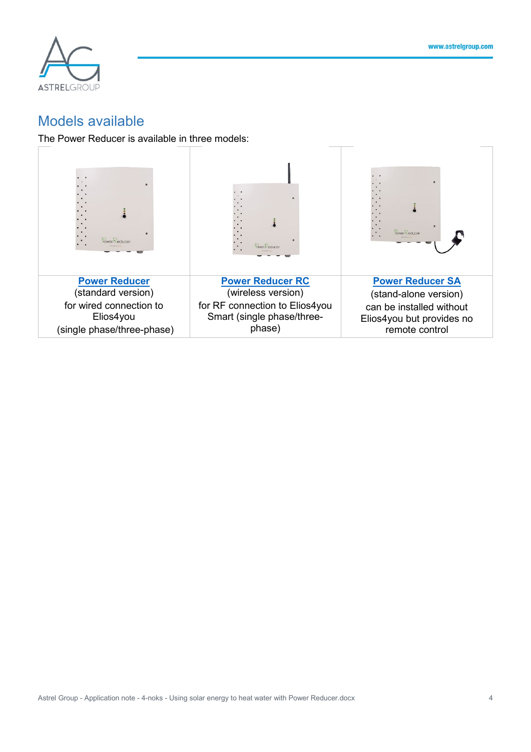## Models available

The Power Reducer is available in three models:

| | | |
|---|---|---|
| **Power Reducer**<br>(standard version)<br>for wired connection to Elios4you<br>(single phase/three-phase) | **Power Reducer RC**<br>(wireless version)<br>for RF connection to Elios4you Smart (single phase/three-phase) | **Power Reducer SA**<br>(stand-alone version)<br>can be installed without Elios4you but provides no remote control |